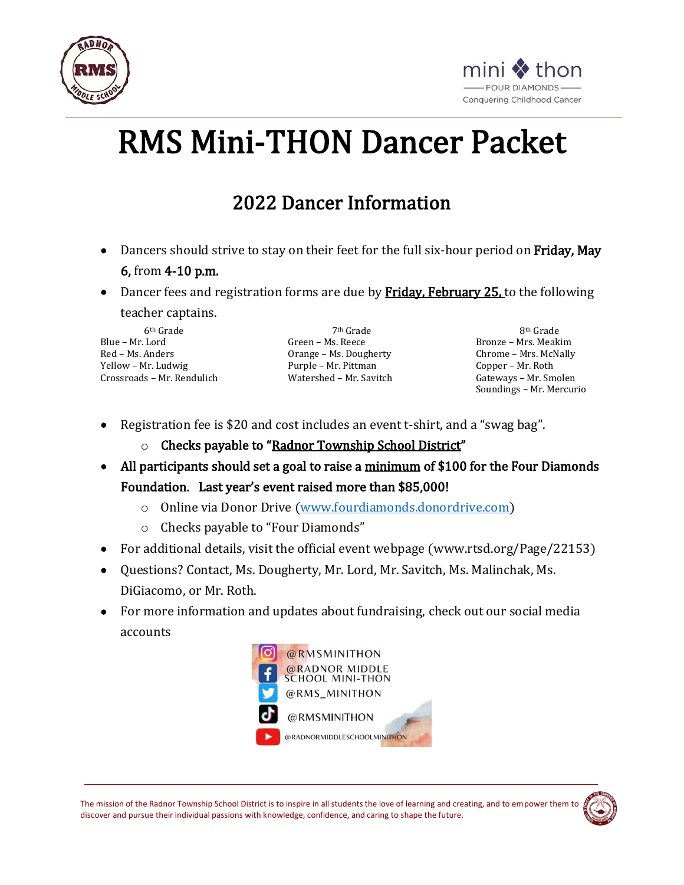# RMS Mini-THON Dancer Packet

## 2022 Dancer Information

- Dancers should strive to stay on their feet for the full six-hour period on **Friday, May 6,** from **4-10 p.m.**
- Dancer fees and registration forms are due by **Friday, February 25,** to the following teacher captains.

| 6th Grade | 7th Grade | 8th Grade |
|---|---|---|
| Blue – Mr. Lord | Green – Ms. Reece | Bronze – Mrs. Meakim |
| Red – Ms. Anders | Orange – Ms. Dougherty | Chrome – Mrs. McNally |
| Yellow – Mr. Ludwig | Purple – Mr. Pittman | Copper – Mr. Roth |
| Crossroads – Mr. Rendulich | Watershed – Mr. Savitch | Gateways – Mr. Smolen |
| | | Soundings – Mr. Mercurio |

- Registration fee is $20 and cost includes an event t-shirt, and a "swag bag".
  - **Checks payable to "Radnor Township School District"**
- **All participants should set a goal to raise a minimum of $100 for the Four Diamonds Foundation. Last year's event raised more than $85,000!**
  - Online via Donor Drive (www.fourdiamonds.donordrive.com)
  - Checks payable to "Four Diamonds"
- For additional details, visit the official event webpage (www.rtsd.org/Page/22153)
- Questions? Contact, Ms. Dougherty, Mr. Lord, Mr. Savitch, Ms. Malinchak, Ms. DiGiacomo, or Mr. Roth.
- For more information and updates about fundraising, check out our social media accounts

@RMSMINITHON
@RADNOR MIDDLE SCHOOL MINI-THON
@RMS_MINITHON
@RMSMINITHON
@RADNORMIDDLESCHOOLMINITHON

The mission of the Radnor Township School District is to inspire in all students the love of learning and creating, and to empower them to discover and pursue their individual passions with knowledge, confidence, and caring to shape the future.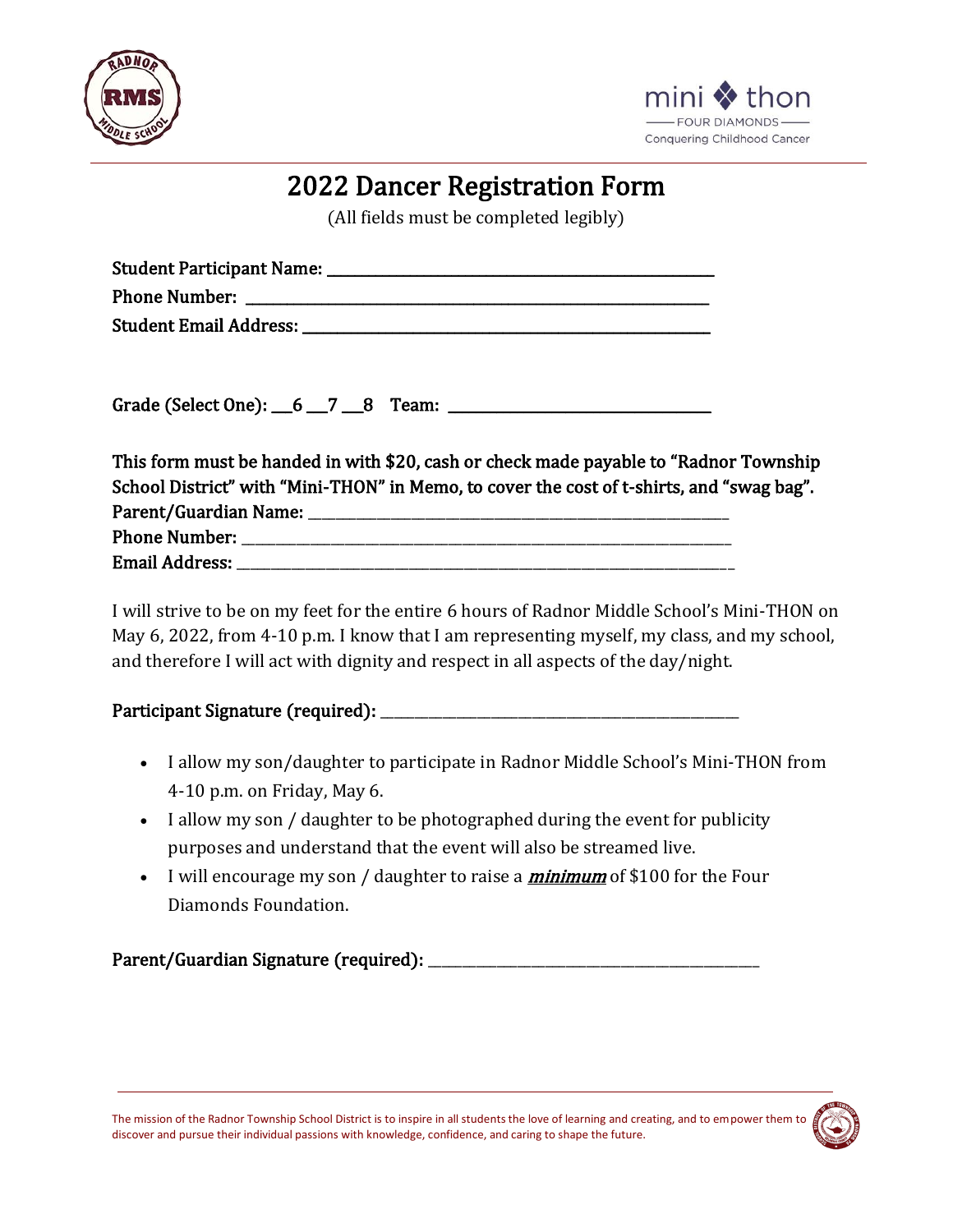# 2022 Dancer Registration Form

(All fields must be completed legibly)

**Student Participant Name:** ___________________________________________

**Phone Number:** ___________________________________________________

**Student Email Address:** _____________________________________________

**Grade (Select One):** ___6 ___7 ___8 **Team:** ____________________________

**This form must be handed in with $20, cash or check made payable to "Radnor Township School District" with "Mini-THON" in Memo, to cover the cost of t-shirts, and "swag bag".**

**Parent/Guardian Name:** _____________________________________________

**Phone Number:** ___________________________________________________

**Email Address:** ___________________________________________________

I will strive to be on my feet for the entire 6 hours of Radnor Middle School's Mini-THON on May 6, 2022, from 4-10 p.m. I know that I am representing myself, my class, and my school, and therefore I will act with dignity and respect in all aspects of the day/night.

**Participant Signature (required):** ______________________________________

- I allow my son/daughter to participate in Radnor Middle School's Mini-THON from 4-10 p.m. on Friday, May 6.
- I allow my son / daughter to be photographed during the event for publicity purposes and understand that the event will also be streamed live.
- I will encourage my son / daughter to raise a ***minimum*** of $100 for the Four Diamonds Foundation.

**Parent/Guardian Signature (required):** ___________________________________

The mission of the Radnor Township School District is to inspire in all students the love of learning and creating, and to empower them to discover and pursue their individual passions with knowledge, confidence, and caring to shape the future.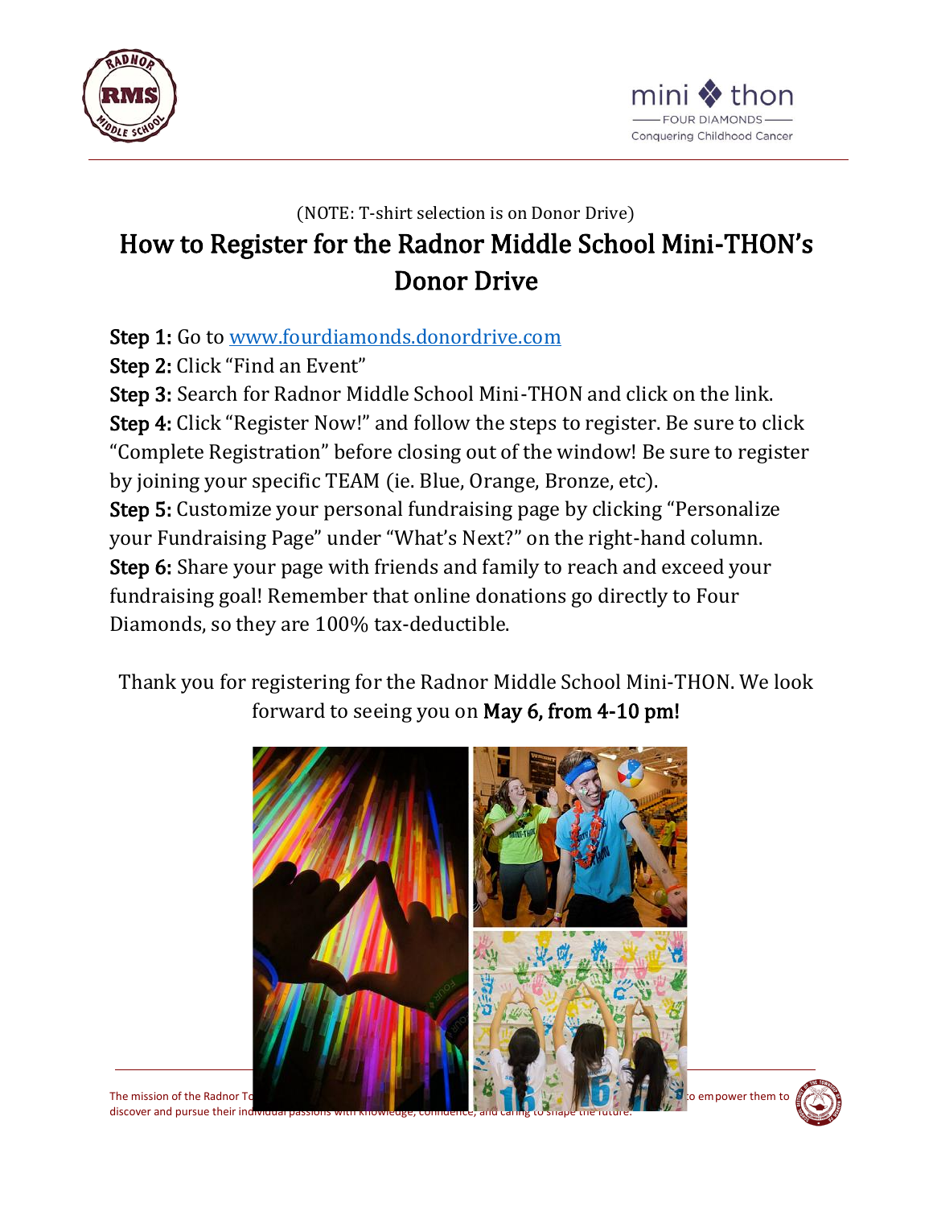(NOTE: T-shirt selection is on Donor Drive)

# How to Register for the Radnor Middle School Mini-THON's Donor Drive

**Step 1:** Go to www.fourdiamonds.donordrive.com
**Step 2:** Click "Find an Event"
**Step 3:** Search for Radnor Middle School Mini-THON and click on the link.
**Step 4:** Click "Register Now!" and follow the steps to register. Be sure to click "Complete Registration" before closing out of the window! Be sure to register by joining your specific TEAM (ie. Blue, Orange, Bronze, etc).
**Step 5:** Customize your personal fundraising page by clicking "Personalize your Fundraising Page" under "What's Next?" on the right-hand column.
**Step 6:** Share your page with friends and family to reach and exceed your fundraising goal! Remember that online donations go directly to Four Diamonds, so they are 100% tax-deductible.

Thank you for registering for the Radnor Middle School Mini-THON. We look forward to seeing you on **May 6, from 4-10 pm!**

The mission of the Radnor To... to empower them to discover and pursue their individual passions with knowledge, confidence, and caring to shape the future.